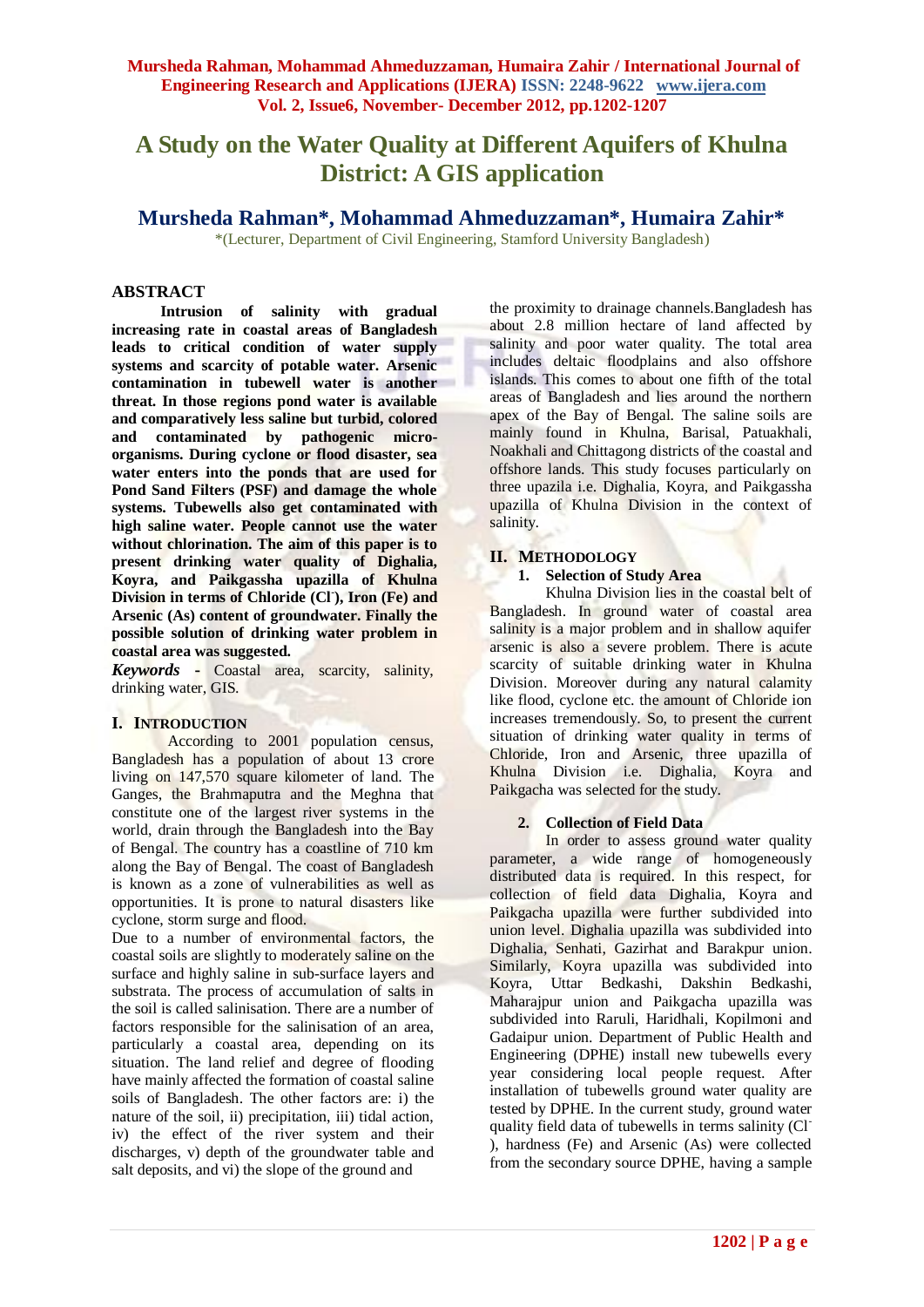# A Study on the Water Quality at Different Aquifers of Khulna District: A GIS application

**Mursheda Rahman\*, Mohammad Ahmeduzzaman\*, Humaira Zahir\***

\*(Lecturer, Department of Civil Engineering, Stamford University Bangladesh)

## ABSTRACT

**Intrusion of salinity with gradual increasing rate in coastal areas of Bangladesh leads to critical condition of water supply systems and scarcity of potable water. Arsenic contamination in tubewell water is another threat. In those regions pond water is available and comparatively less saline but turbid, colored and contaminated by pathogenic micro-organisms. During cyclone or flood disaster, sea water enters into the ponds that are used for Pond Sand Filters (PSF) and damage the whole systems. Tubewells also get contaminated with high saline water. People cannot use the water without chlorination. The aim of this paper is to present drinking water quality of Dighalia, Koyra, and Paikgassha upazilla of Khulna Division in terms of Chloride ($Cl^-$), Iron (Fe) and Arsenic (As) content of groundwater. Finally the possible solution of drinking water problem in coastal area was suggested.**

***Keywords*** **-** Coastal area, scarcity, salinity, drinking water, GIS.

## I. INTRODUCTION

According to 2001 population census, Bangladesh has a population of about 13 crore living on 147,570 square kilometer of land. The Ganges, the Brahmaputra and the Meghna that constitute one of the largest river systems in the world, drain through the Bangladesh into the Bay of Bengal. The country has a coastline of 710 km along the Bay of Bengal. The coast of Bangladesh is known as a zone of vulnerabilities as well as opportunities. It is prone to natural disasters like cyclone, storm surge and flood.

Due to a number of environmental factors, the coastal soils are slightly to moderately saline on the surface and highly saline in sub-surface layers and substrata. The process of accumulation of salts in the soil is called salinisation. There are a number of factors responsible for the salinisation of an area, particularly a coastal area, depending on its situation. The land relief and degree of flooding have mainly affected the formation of coastal saline soils of Bangladesh. The other factors are: i) the nature of the soil, ii) precipitation, iii) tidal action, iv) the effect of the river system and their discharges, v) depth of the groundwater table and salt deposits, and vi) the slope of the ground and the proximity to drainage channels.Bangladesh has about 2.8 million hectare of land affected by salinity and poor water quality. The total area includes deltaic floodplains and also offshore islands. This comes to about one fifth of the total areas of Bangladesh and lies around the northern apex of the Bay of Bengal. The saline soils are mainly found in Khulna, Barisal, Patuakhali, Noakhali and Chittagong districts of the coastal and offshore lands. This study focuses particularly on three upazila i.e. Dighalia, Koyra, and Paikgassha upazilla of Khulna Division in the context of salinity.

## II. METHODOLOGY

### 1. Selection of Study Area

Khulna Division lies in the coastal belt of Bangladesh. In ground water of coastal area salinity is a major problem and in shallow aquifer arsenic is also a severe problem. There is acute scarcity of suitable drinking water in Khulna Division. Moreover during any natural calamity like flood, cyclone etc. the amount of Chloride ion increases tremendously. So, to present the current situation of drinking water quality in terms of Chloride, Iron and Arsenic, three upazilla of Khulna Division i.e. Dighalia, Koyra and Paikgacha was selected for the study.

### 2. Collection of Field Data

In order to assess ground water quality parameter, a wide range of homogeneously distributed data is required. In this respect, for collection of field data Dighalia, Koyra and Paikgacha upazilla were further subdivided into union level. Dighalia upazilla was subdivided into Dighalia, Senhati, Gazirhat and Barakpur union. Similarly, Koyra upazilla was subdivided into Koyra, Uttar Bedkashi, Dakshin Bedkashi, Maharajpur union and Paikgacha upazilla was subdivided into Raruli, Haridhali, Kopilmoni and Gadaipur union. Department of Public Health and Engineering (DPHE) install new tubewells every year considering local people request. After installation of tubewells ground water quality are tested by DPHE. In the current study, ground water quality field data of tubewells in terms salinity ($Cl^-$), hardness (Fe) and Arsenic (As) were collected from the secondary source DPHE, having a sample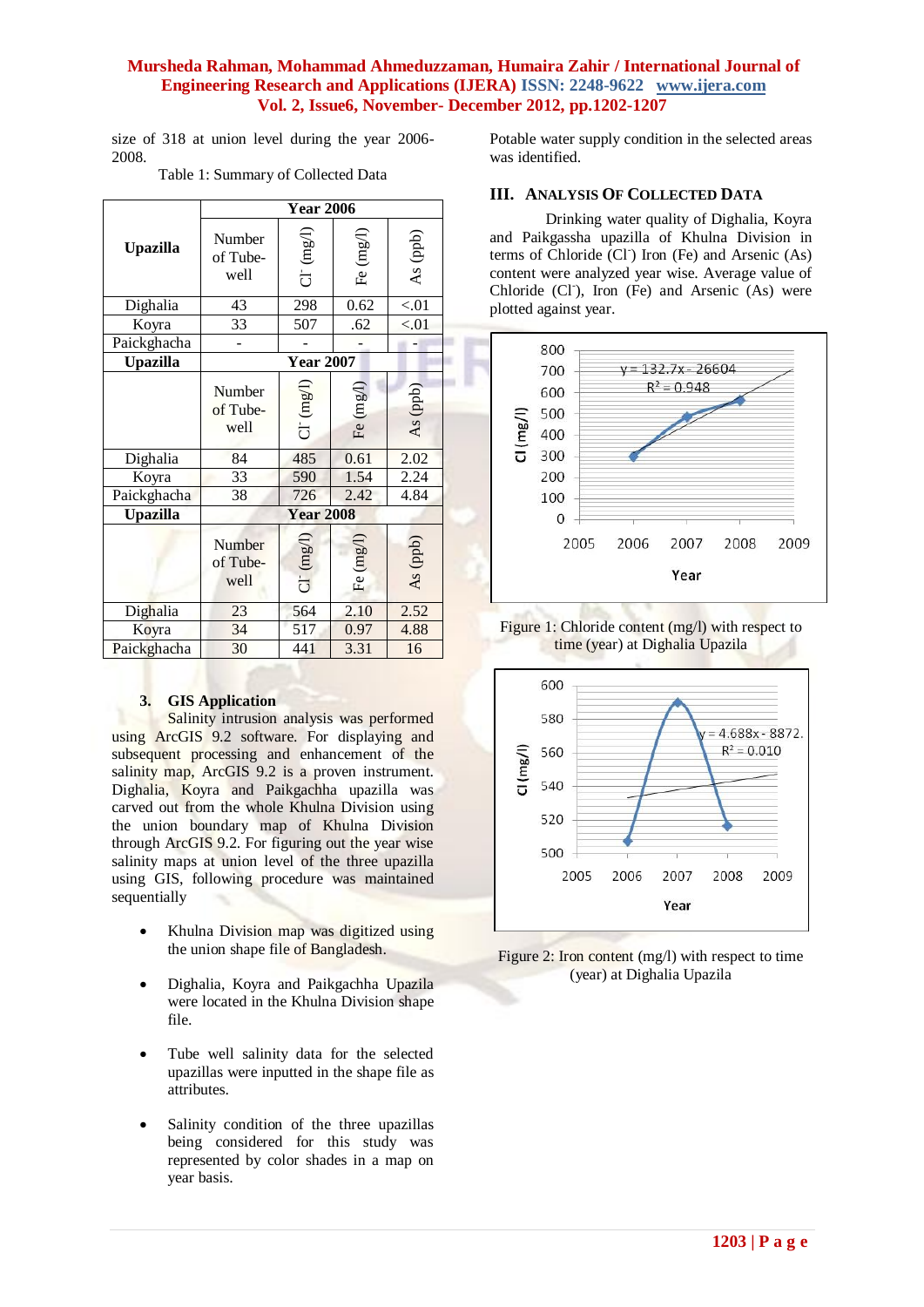size of 318 at union level during the year 2006-2008.

Table 1: Summary of Collected Data

| Upazilla | Year 2006 | | | |
|---|---|---|---|---|
| | Number of Tube-well | $Cl^-$ (mg/l) | Fe (mg/l) | As (ppb) |
| Dighalia | 43 | 298 | 0.62 | <.01 |
| Koyra | 33 | 507 | .62 | <.01 |
| Paickghacha | - | - | - | - |
| **Upazilla** | **Year 2007** | | | |
| | Number of Tube-well | $Cl^-$ (mg/l) | Fe (mg/l) | As (ppb) |
| Dighalia | 84 | 485 | 0.61 | 2.02 |
| Koyra | 33 | 590 | 1.54 | 2.24 |
| Paickghacha | 38 | 726 | 2.42 | 4.84 |
| **Upazilla** | **Year 2008** | | | |
| | Number of Tube-well | $Cl^-$ (mg/l) | Fe (mg/l) | As (ppb) |
| Dighalia | 23 | 564 | 2.10 | 2.52 |
| Koyra | 34 | 517 | 0.97 | 4.88 |
| Paickghacha | 30 | 441 | 3.31 | 16 |

### 3. GIS Application

Salinity intrusion analysis was performed using ArcGIS 9.2 software. For displaying and subsequent processing and enhancement of the salinity map, ArcGIS 9.2 is a proven instrument. Dighalia, Koyra and Paikgachha upazilla was carved out from the whole Khulna Division using the union boundary map of Khulna Division through ArcGIS 9.2. For figuring out the year wise salinity maps at union level of the three upazilla using GIS, following procedure was maintained sequentially

- Khulna Division map was digitized using the union shape file of Bangladesh.
- Dighalia, Koyra and Paikgachha Upazila were located in the Khulna Division shape file.
- Tube well salinity data for the selected upazillas were inputted in the shape file as attributes.
- Salinity condition of the three upazillas being considered for this study was represented by color shades in a map on year basis.

Potable water supply condition in the selected areas was identified.

## III. Analysis Of Collected Data

Drinking water quality of Dighalia, Koyra and Paikgassha upazilla of Khulna Division in terms of Chloride ($Cl^-$) Iron (Fe) and Arsenic (As) content were analyzed year wise. Average value of Chloride ($Cl^-$), Iron (Fe) and Arsenic (As) were plotted against year.

Figure 1: Chloride content (mg/l) with respect to time (year) at Dighalia Upazila

Figure 2: Iron content (mg/l) with respect to time (year) at Dighalia Upazila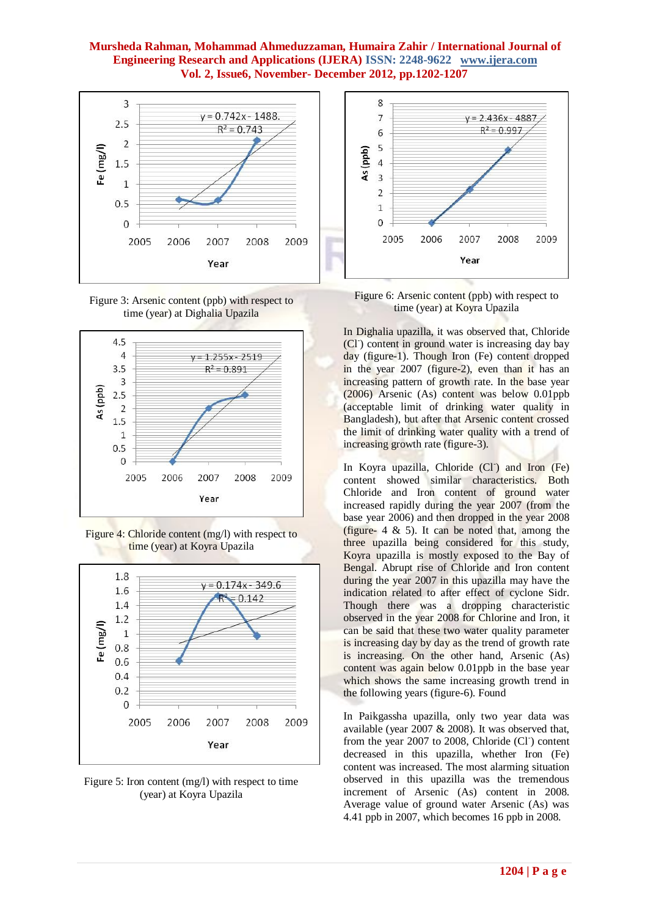Figure 3: Arsenic content (ppb) with respect to time (year) at Dighalia Upazila

Figure 4: Chloride content (mg/l) with respect to time (year) at Koyra Upazila

Figure 5: Iron content (mg/l) with respect to time (year) at Koyra Upazila

Figure 6: Arsenic content (ppb) with respect to time (year) at Koyra Upazila

In Dighalia upazila, it was observed that, Chloride ($Cl^-$) content in ground water is increasing day bay day (figure-1). Though Iron (Fe) content dropped in the year 2007 (figure-2), even than it has an increasing pattern of growth rate. In the base year (2006) Arsenic (As) content was below 0.01ppb (acceptable limit of drinking water quality in Bangladesh), but after that Arsenic content crossed the limit of drinking water quality with a trend of increasing growth rate (figure-3).

In Koyra upazilla, Chloride ($Cl^-$) and Iron (Fe) content showed similar characteristics. Both Chloride and Iron content of ground water increased rapidly during the year 2007 (from the base year 2006) and then dropped in the year 2008 (figure- 4 & 5). It can be noted that, among the three upazilla being considered for this study, Koyra upazilla is mostly exposed to the Bay of Bengal. Abrupt rise of Chloride and Iron content during the year 2007 in this upazilla may have the indication related to after effect of cyclone Sidr. Though there was a dropping characteristic observed in the year 2008 for Chlorine and Iron, it can be said that these two water quality parameter is increasing day by day as the trend of growth rate is increasing. On the other hand, Arsenic (As) content was again below 0.01ppb in the base year which shows the same increasing growth trend in the following years (figure-6). Found

In Paikgassha upazilla, only two year data was available (year 2007 & 2008). It was observed that, from the year 2007 to 2008, Chloride ($Cl^-$) content decreased in this upazilla, whether Iron (Fe) content was increased. The most alarming situation observed in this upazilla was the tremendous increment of Arsenic (As) content in 2008. Average value of ground water Arsenic (As) was 4.41 ppb in 2007, which becomes 16 ppb in 2008.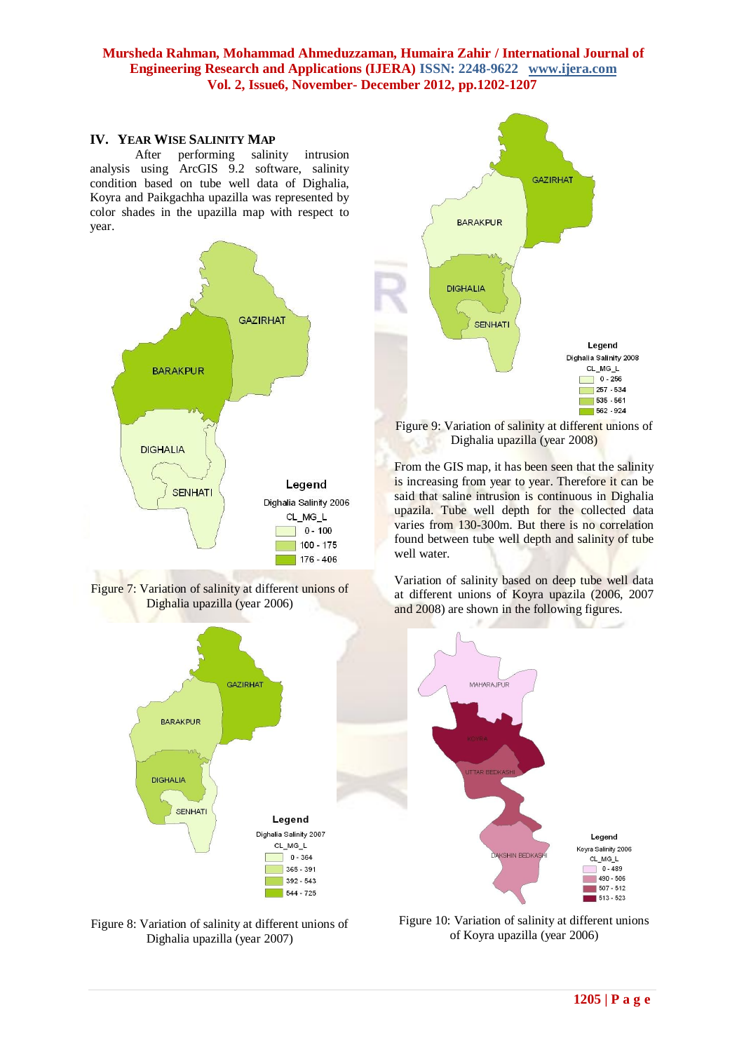## IV. Year Wise Salinity Map

After performing salinity intrusion analysis using ArcGIS 9.2 software, salinity condition based on tube well data of Dighalia, Koyra and Paikgachha upazilla was represented by color shades in the upazilla map with respect to year.

Figure 7: Variation of salinity at different unions of Dighalia upazilla (year 2006)

Figure 8: Variation of salinity at different unions of Dighalia upazilla (year 2007)

Figure 9: Variation of salinity at different unions of Dighalia upazilla (year 2008)

From the GIS map, it has been seen that the salinity is increasing from year to year. Therefore it can be said that saline intrusion is continuous in Dighalia upazila. Tube well depth for the collected data varies from 130-300m. But there is no correlation found between tube well depth and salinity of tube well water.

Variation of salinity based on deep tube well data at different unions of Koyra upazila (2006, 2007 and 2008) are shown in the following figures.

Figure 10: Variation of salinity at different unions of Koyra upazilla (year 2006)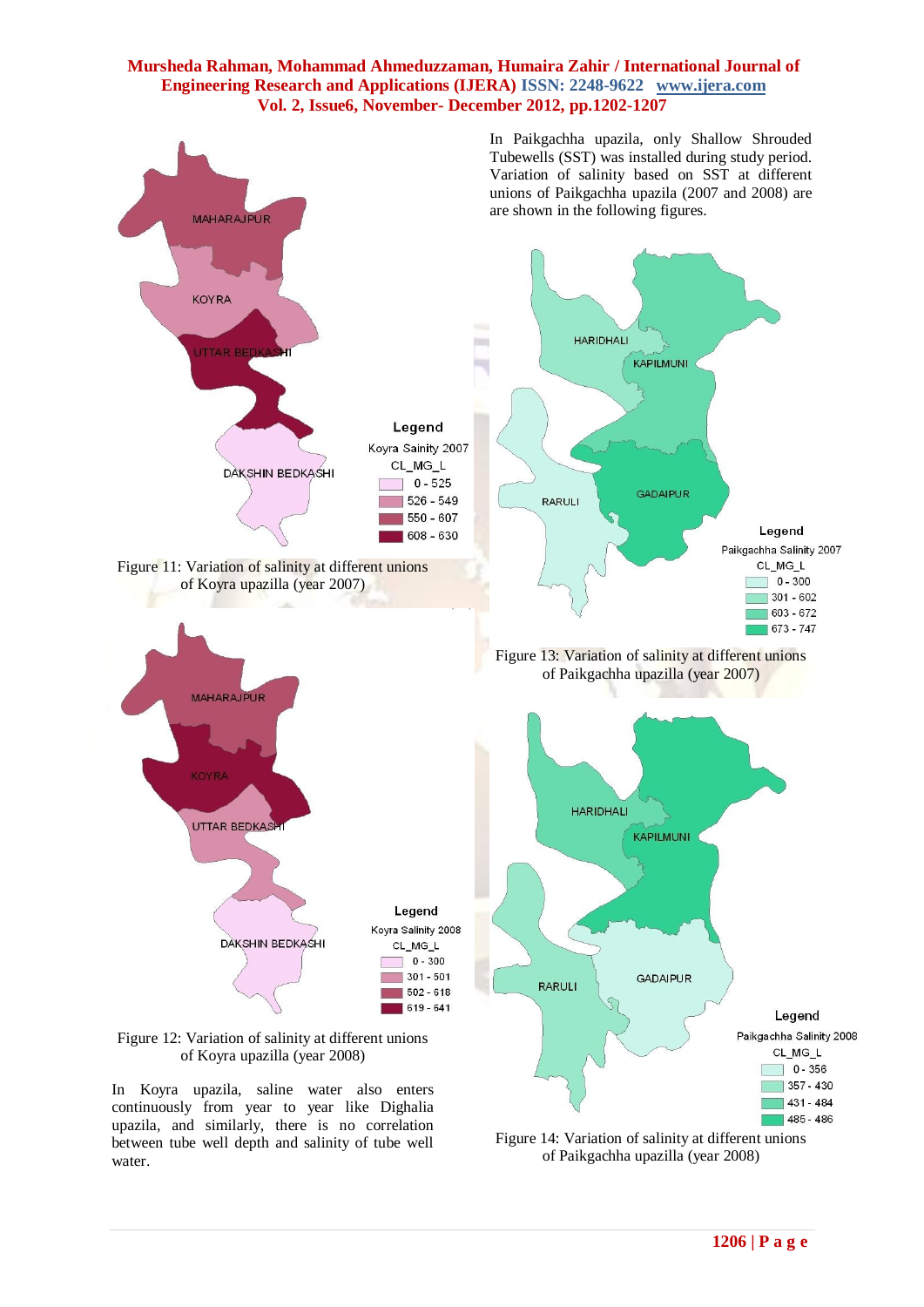Figure 11: Variation of salinity at different unions of Koyra upazilla (year 2007)

Figure 12: Variation of salinity at different unions of Koyra upazilla (year 2008)

In Koyra upazila, saline water also enters continuously from year to year like Dighalia upazila, and similarly, there is no correlation between tube well depth and salinity of tube well water.

In Paikgachha upazila, only Shallow Shrouded Tubewells (SST) was installed during study period. Variation of salinity based on SST at different unions of Paikgachha upazila (2007 and 2008) are are shown in the following figures.

Figure 13: Variation of salinity at different unions of Paikgachha upazilla (year 2007)

Figure 14: Variation of salinity at different unions of Paikgachha upazilla (year 2008)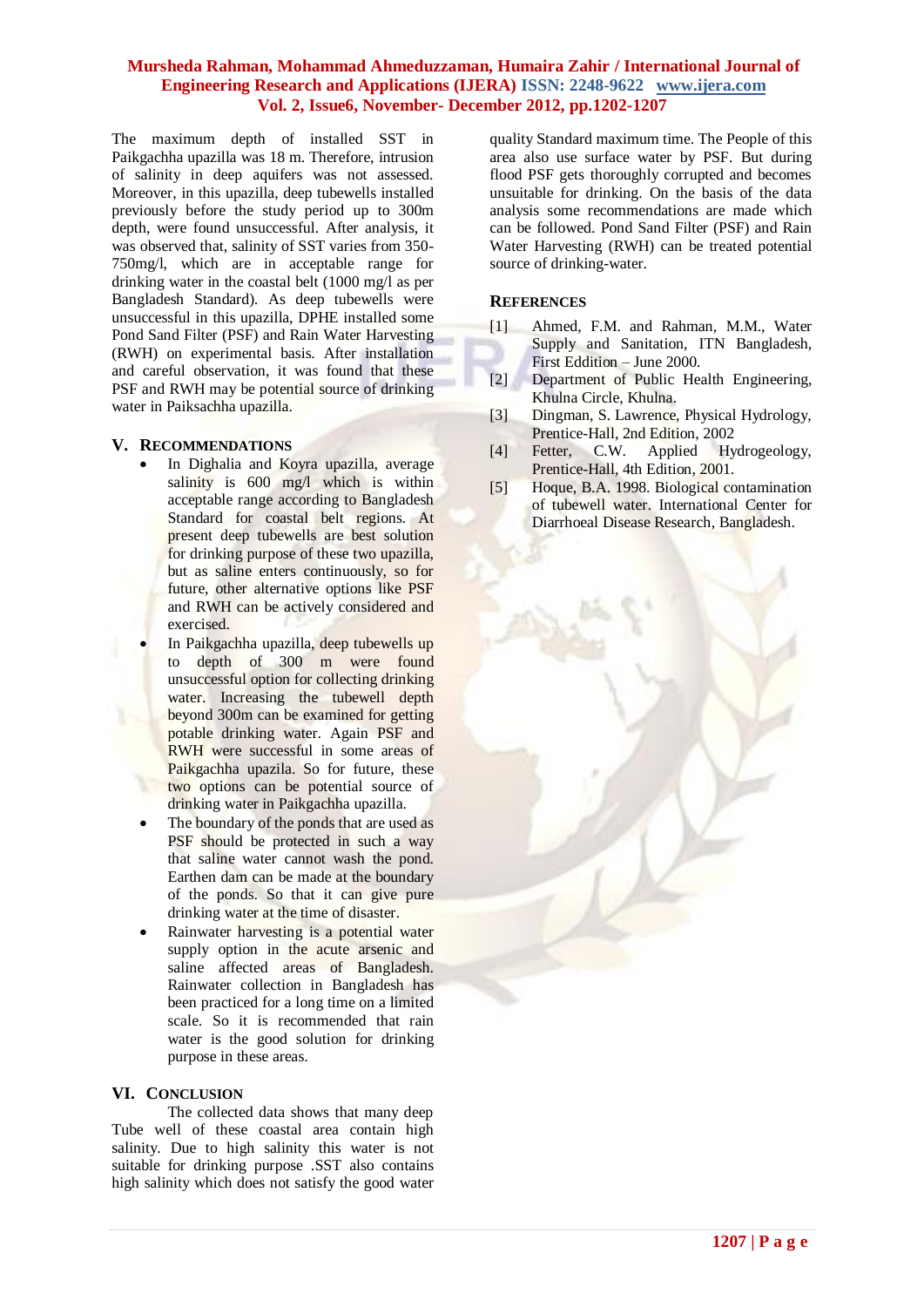The maximum depth of installed SST in Paikgachha upazilla was 18 m. Therefore, intrusion of salinity in deep aquifers was not assessed. Moreover, in this upazilla, deep tubewells installed previously before the study period up to 300m depth, were found unsuccessful. After analysis, it was observed that, salinity of SST varies from 350-750mg/l, which are in acceptable range for drinking water in the coastal belt (1000 mg/l as per Bangladesh Standard). As deep tubewells were unsuccessful in this upazilla, DPHE installed some Pond Sand Filter (PSF) and Rain Water Harvesting (RWH) on experimental basis. After installation and careful observation, it was found that these PSF and RWH may be potential source of drinking water in Paiksachha upazilla.

## V. Recommendations

- In Dighalia and Koyra upazilla, average salinity is 600 mg/l which is within acceptable range according to Bangladesh Standard for coastal belt regions. At present deep tubewells are best solution for drinking purpose of these two upazilla, but as saline enters continuously, so for future, other alternative options like PSF and RWH can be actively considered and exercised.
- In Paikgachha upazilla, deep tubewells up to depth of 300 m were found unsuccessful option for collecting drinking water. Increasing the tubewell depth beyond 300m can be examined for getting potable drinking water. Again PSF and RWH were successful in some areas of Paikgachha upazilla. So for future, these two options can be potential source of drinking water in Paikgachha upazilla.
- The boundary of the ponds that are used as PSF should be protected in such a way that saline water cannot wash the pond. Earthen dam can be made at the boundary of the ponds. So that it can give pure drinking water at the time of disaster.
- Rainwater harvesting is a potential water supply option in the acute arsenic and saline affected areas of Bangladesh. Rainwater collection in Bangladesh has been practiced for a long time on a limited scale. So it is recommended that rain water is the good solution for drinking purpose in these areas.

## VI. Conclusion

The collected data shows that many deep Tube well of these coastal area contain high salinity. Due to high salinity this water is not suitable for drinking purpose .SST also contains high salinity which does not satisfy the good water quality Standard maximum time. The People of this area also use surface water by PSF. But during flood PSF gets thoroughly corrupted and becomes unsuitable for drinking. On the basis of the data analysis some recommendations are made which can be followed. Pond Sand Filter (PSF) and Rain Water Harvesting (RWH) can be treated potential source of drinking-water.

## References

[1] Ahmed, F.M. and Rahman, M.M., Water Supply and Sanitation, ITN Bangladesh, First Eddition – June 2000.

[2] Department of Public Health Engineering, Khulna Circle, Khulna.

[3] Dingman, S. Lawrence, Physical Hydrology, Prentice-Hall, 2nd Edition, 2002

[4] Fetter, C.W. Applied Hydrogeology, Prentice-Hall, 4th Edition, 2001.

[5] Hoque, B.A. 1998. Biological contamination of tubewell water. International Center for Diarrhoeal Disease Research, Bangladesh.